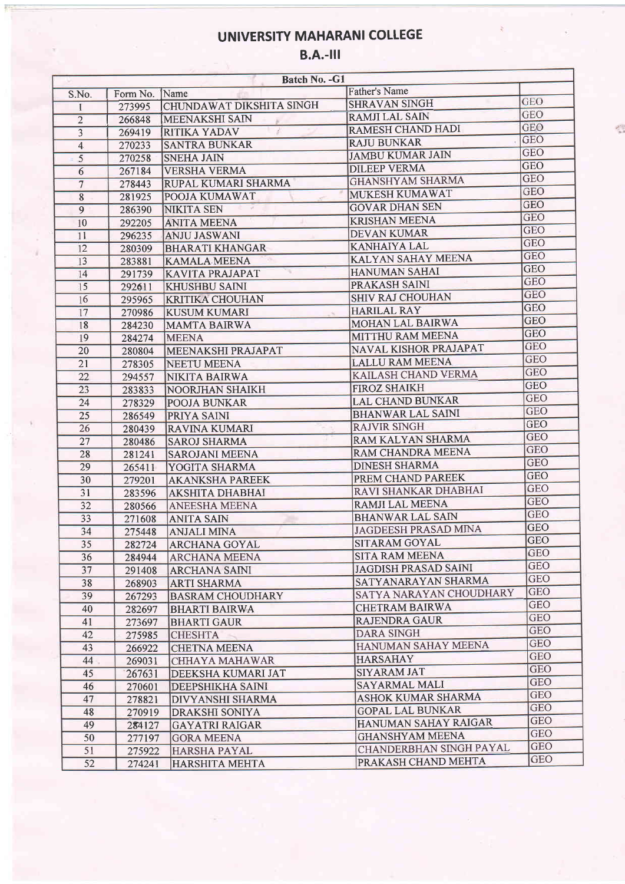# UNIVERSITY MAHARANI COLLEGE

## B.A.-III

| Batch No. -G1 | | | | |
|---|---|---|---|---|
| S.No. | Form No. | Name | Father's Name | |
| 1 | 273995 | CHUNDAWAT DIKSHITA SINGH | SHRAVAN SINGH | GEO |
| 2 | 266848 | MEENAKSHI SAIN | RAMJI LAL SAIN | GEO |
| 3 | 269419 | RITIKA YADAV | RAMESH CHAND HADI | GEO |
| 4 | 270233 | SANTRA BUNKAR | RAJU BUNKAR | GEO |
| 5 | 270258 | SNEHA JAIN | JAMBU KUMAR JAIN | GEO |
| 6 | 267184 | VERSHA VERMA | DILEEP VERMA | GEO |
| 7 | 278443 | RUPAL KUMARI SHARMA | GHANSHYAM SHARMA | GEO |
| 8 | 281925 | POOJA KUMAWAT | MUKESH KUMAWAT | GEO |
| 9 | 286390 | NIKITA SEN | GOVAR DHAN SEN | GEO |
| 10 | 292205 | ANITA MEENA | KRISHAN MEENA | GEO |
| 11 | 296235 | ANJU JASWANI | DEVAN KUMAR | GEO |
| 12 | 280309 | BHARATI KHANGAR | KANHAIYA LAL | GEO |
| 13 | 283881 | KAMALA MEENA | KALYAN SAHAY MEENA | GEO |
| 14 | 291739 | KAVITA PRAJAPAT | HANUMAN SAHAI | GEO |
| 15 | 292611 | KHUSHBU SAINI | PRAKASH SAINI | GEO |
| 16 | 295965 | KRITIKA CHOUHAN | SHIV RAJ CHOUHAN | GEO |
| 17 | 270986 | KUSUM KUMARI | HARILAL RAY | GEO |
| 18 | 284230 | MAMTA BAIRWA | MOHAN LAL BAIRWA | GEO |
| 19 | 284274 | MEENA | MITTHU RAM MEENA | GEO |
| 20 | 280804 | MEENAKSHI PRAJAPAT | NAVAL KISHOR PRAJAPAT | GEO |
| 21 | 278305 | NEETU MEENA | LALLU RAM MEENA | GEO |
| 22 | 294557 | NIKITA BAIRWA | KAILASH CHAND VERMA | GEO |
| 23 | 283833 | NOORJHAN SHAIKH | FIROZ SHAIKH | GEO |
| 24 | 278329 | POOJA BUNKAR | LAL CHAND BUNKAR | GEO |
| 25 | 286549 | PRIYA SAINI | BHANWAR LAL SAINI | GEO |
| 26 | 280439 | RAVINA KUMARI | RAJVIR SINGH | GEO |
| 27 | 280486 | SAROJ SHARMA | RAM KALYAN SHARMA | GEO |
| 28 | 281241 | SAROJANI MEENA | RAM CHANDRA MEENA | GEO |
| 29 | 265411 | YOGITA SHARMA | DINESH SHARMA | GEO |
| 30 | 279201 | AKANKSHA PAREEK | PREM CHAND PAREEK | GEO |
| 31 | 283596 | AKSHITA DHABHAI | RAVI SHANKAR DHABHAI | GEO |
| 32 | 280566 | ANEESHA MEENA | RAMJI LAL MEENA | GEO |
| 33 | 271608 | ANITA SAIN | BHANWAR LAL SAIN | GEO |
| 34 | 275448 | ANJALI MINA | JAGDEESH PRASAD MINA | GEO |
| 35 | 282724 | ARCHANA GOYAL | SITARAM GOYAL | GEO |
| 36 | 284944 | ARCHANA MEENA | SITA RAM MEENA | GEO |
| 37 | 291408 | ARCHANA SAINI | JAGDISH PRASAD SAINI | GEO |
| 38 | 268903 | ARTI SHARMA | SATYANARAYAN SHARMA | GEO |
| 39 | 267293 | BASRAM CHOUDHARY | SATYA NARAYAN CHOUDHARY | GEO |
| 40 | 282697 | BHARTI BAIRWA | CHETRAM BAIRWA | GEO |
| 41 | 273697 | BHARTI GAUR | RAJENDRA GAUR | GEO |
| 42 | 275985 | CHESHTA | DARA SINGH | GEO |
| 43 | 266922 | CHETNA MEENA | HANUMAN SAHAY MEENA | GEO |
| 44 | 269031 | CHHAYA MAHAWAR | HARSAHAY | GEO |
| 45 | 267631 | DEEKSHA KUMARI JAT | SIYARAM JAT | GEO |
| 46 | 270601 | DEEPSHIKHA SAINI | SAYARMAL MALI | GEO |
| 47 | 278821 | DIVYANSHI SHARMA | ASHOK KUMAR SHARMA | GEO |
| 48 | 270919 | DRAKSHI SONIYA | GOPAL LAL BUNKAR | GEO |
| 49 | 284127 | GAYATRI RAIGAR | HANUMAN SAHAY RAIGAR | GEO |
| 50 | 277197 | GORA MEENA | GHANSHYAM MEENA | GEO |
| 51 | 275922 | HARSHA PAYAL | CHANDERBHAN SINGH PAYAL | GEO |
| 52 | 274241 | HARSHITA MEHTA | PRAKASH CHAND MEHTA | GEO |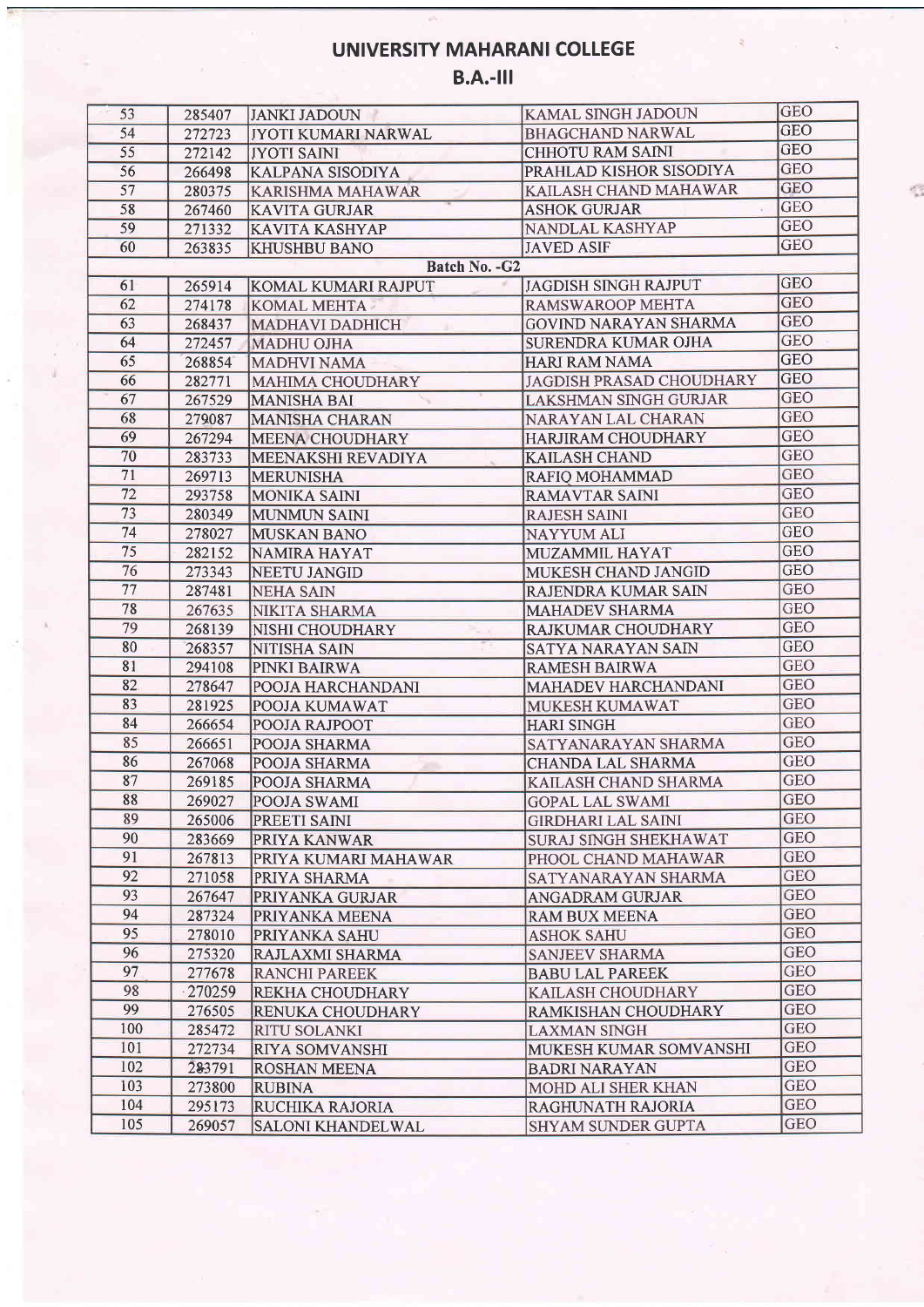## UNIVERSITY MAHARANI COLLEGE

### B.A.-III

| | | | | |
|---|---|---|---|---|
| 53 | 285407 | JANKI JADOUN | KAMAL SINGH JADOUN | GEO |
| 54 | 272723 | JYOTI KUMARI NARWAL | BHAGCHAND NARWAL | GEO |
| 55 | 272142 | JYOTI SAINI | CHHOTU RAM SAINI | GEO |
| 56 | 266498 | KALPANA SISODIYA | PRAHLAD KISHOR SISODIYA | GEO |
| 57 | 280375 | KARISHMA MAHAWAR | KAILASH CHAND MAHAWAR | GEO |
| 58 | 267460 | KAVITA GURJAR | ASHOK GURJAR | GEO |
| 59 | 271332 | KAVITA KASHYAP | NANDLAL KASHYAP | GEO |
| 60 | 263835 | KHUSHBU BANO | JAVED ASIF | GEO |
| | | Batch No. -G2 | | |
| 61 | 265914 | KOMAL KUMARI RAJPUT | JAGDISH SINGH RAJPUT | GEO |
| 62 | 274178 | KOMAL MEHTA | RAMSWAROOP MEHTA | GEO |
| 63 | 268437 | MADHAVI DADHICH | GOVIND NARAYAN SHARMA | GEO |
| 64 | 272457 | MADHU OJHA | SURENDRA KUMAR OJHA | GEO |
| 65 | 268854 | MADHVI NAMA | HARI RAM NAMA | GEO |
| 66 | 282771 | MAHIMA CHOUDHARY | JAGDISH PRASAD CHOUDHARY | GEO |
| 67 | 267529 | MANISHA BAI | LAKSHMAN SINGH GURJAR | GEO |
| 68 | 279087 | MANISHA CHARAN | NARAYAN LAL CHARAN | GEO |
| 69 | 267294 | MEENA CHOUDHARY | HARJIRAM CHOUDHARY | GEO |
| 70 | 283733 | MEENAKSHI REVADIYA | KAILASH CHAND | GEO |
| 71 | 269713 | MERUNISHA | RAFIQ MOHAMMAD | GEO |
| 72 | 293758 | MONIKA SAINI | RAMAVTAR SAINI | GEO |
| 73 | 280349 | MUNMUN SAINI | RAJESH SAINI | GEO |
| 74 | 278027 | MUSKAN BANO | NAYYUM ALI | GEO |
| 75 | 282152 | NAMIRA HAYAT | MUZAMMIL HAYAT | GEO |
| 76 | 273343 | NEETU JANGID | MUKESH CHAND JANGID | GEO |
| 77 | 287481 | NEHA SAIN | RAJENDRA KUMAR SAIN | GEO |
| 78 | 267635 | NIKITA SHARMA | MAHADEV SHARMA | GEO |
| 79 | 268139 | NISHI CHOUDHARY | RAJKUMAR CHOUDHARY | GEO |
| 80 | 268357 | NITISHA SAIN | SATYA NARAYAN SAIN | GEO |
| 81 | 294108 | PINKI BAIRWA | RAMESH BAIRWA | GEO |
| 82 | 278647 | POOJA HARCHANDANI | MAHADEV HARCHANDANI | GEO |
| 83 | 281925 | POOJA KUMAWAT | MUKESH KUMAWAT | GEO |
| 84 | 266654 | POOJA RAJPOOT | HARI SINGH | GEO |
| 85 | 266651 | POOJA SHARMA | SATYANARAYAN SHARMA | GEO |
| 86 | 267068 | POOJA SHARMA | CHANDA LAL SHARMA | GEO |
| 87 | 269185 | POOJA SHARMA | KAILASH CHAND SHARMA | GEO |
| 88 | 269027 | POOJA SWAMI | GOPAL LAL SWAMI | GEO |
| 89 | 265006 | PREETI SAINI | GIRDHARI LAL SAINI | GEO |
| 90 | 283669 | PRIYA KANWAR | SURAJ SINGH SHEKHAWAT | GEO |
| 91 | 267813 | PRIYA KUMARI MAHAWAR | PHOOL CHAND MAHAWAR | GEO |
| 92 | 271058 | PRIYA SHARMA | SATYANARAYAN SHARMA | GEO |
| 93 | 267647 | PRIYANKA GURJAR | ANGADRAM GURJAR | GEO |
| 94 | 287324 | PRIYANKA MEENA | RAM BUX MEENA | GEO |
| 95 | 278010 | PRIYANKA SAHU | ASHOK SAHU | GEO |
| 96 | 275320 | RAJLAXMI SHARMA | SANJEEV SHARMA | GEO |
| 97 | 277678 | RANCHI PAREEK | BABU LAL PAREEK | GEO |
| 98 | 270259 | REKHA CHOUDHARY | KAILASH CHOUDHARY | GEO |
| 99 | 276505 | RENUKA CHOUDHARY | RAMKISHAN CHOUDHARY | GEO |
| 100 | 285472 | RITU SOLANKI | LAXMAN SINGH | GEO |
| 101 | 272734 | RIYA SOMVANSHI | MUKESH KUMAR SOMVANSHI | GEO |
| 102 | 283791 | ROSHAN MEENA | BADRI NARAYAN | GEO |
| 103 | 273800 | RUBINA | MOHD ALI SHER KHAN | GEO |
| 104 | 295173 | RUCHIKA RAJORIA | RAGHUNATH RAJORIA | GEO |
| 105 | 269057 | SALONI KHANDELWAL | SHYAM SUNDER GUPTA | GEO |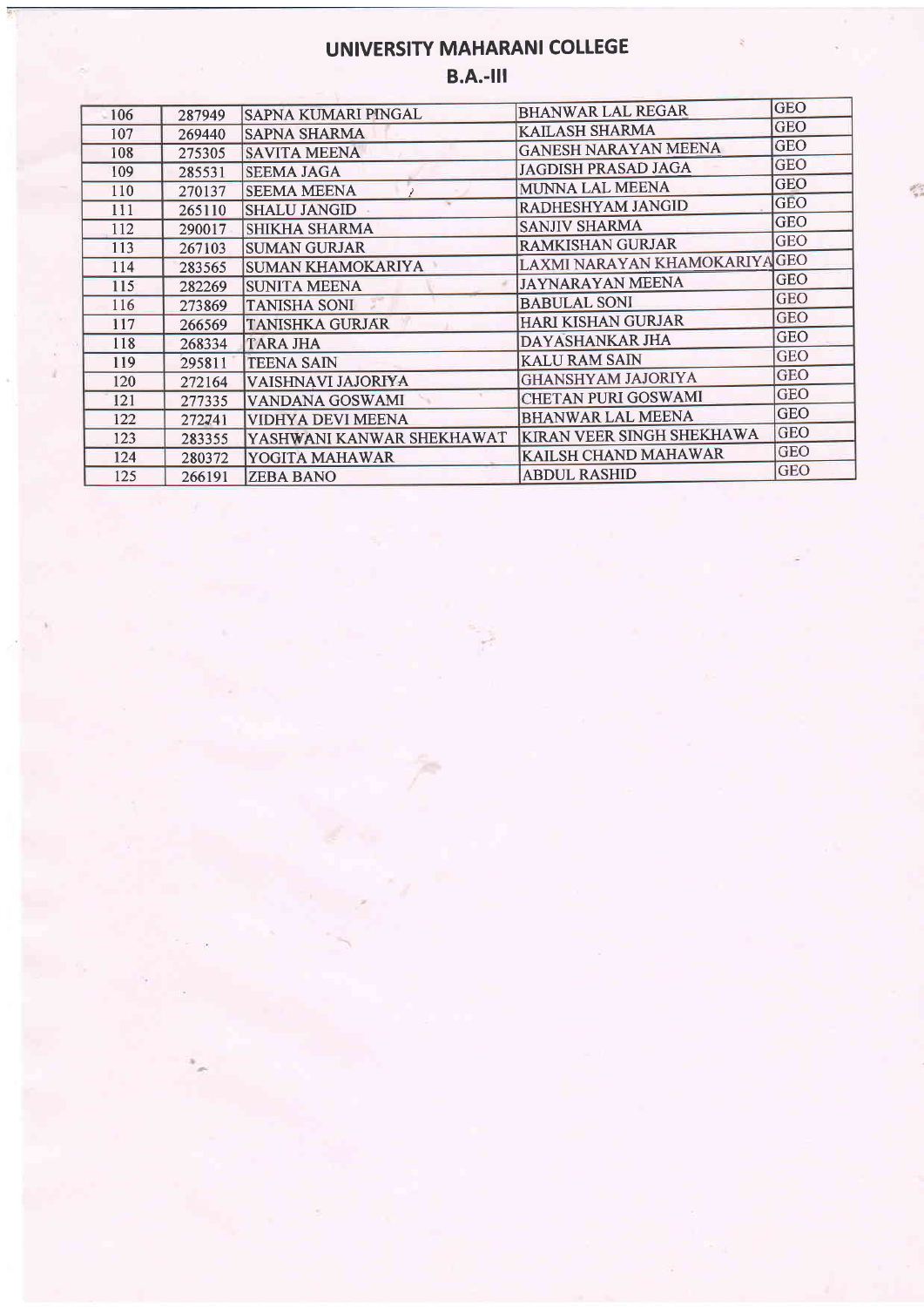# UNIVERSITY MAHARANI COLLEGE

## B.A.-III

| | | | | |
|---|---|---|---|---|
| 106 | 287949 | SAPNA KUMARI PINGAL | BHANWAR LAL REGAR | GEO |
| 107 | 269440 | SAPNA SHARMA | KAILASH SHARMA | GEO |
| 108 | 275305 | SAVITA MEENA | GANESH NARAYAN MEENA | GEO |
| 109 | 285531 | SEEMA JAGA | JAGDISH PRASAD JAGA | GEO |
| 110 | 270137 | SEEMA MEENA | MUNNA LAL MEENA | GEO |
| 111 | 265110 | SHALU JANGID | RADHESHYAM JANGID | GEO |
| 112 | 290017 | SHIKHA SHARMA | SANJIV SHARMA | GEO |
| 113 | 267103 | SUMAN GURJAR | RAMKISHAN GURJAR | GEO |
| 114 | 283565 | SUMAN KHAMOKARIYA | LAXMI NARAYAN KHAMOKARIYA | GEO |
| 115 | 282269 | SUNITA MEENA | JAYNARAYAN MEENA | GEO |
| 116 | 273869 | TANISHA SONI | BABULAL SONI | GEO |
| 117 | 266569 | TANISHKA GURJAR | HARI KISHAN GURJAR | GEO |
| 118 | 268334 | TARA JHA | DAYASHANKAR JHA | GEO |
| 119 | 295811 | TEENA SAIN | KALU RAM SAIN | GEO |
| 120 | 272164 | VAISHNAVI JAJORIYA | GHANSHYAM JAJORIYA | GEO |
| 121 | 277335 | VANDANA GOSWAMI | CHETAN PURI GOSWAMI | GEO |
| 122 | 272741 | VIDHYA DEVI MEENA | BHANWAR LAL MEENA | GEO |
| 123 | 283355 | YASHWANI KANWAR SHEKHAWAT | KIRAN VEER SINGH SHEKHAWA | GEO |
| 124 | 280372 | YOGITA MAHAWAR | KAILSH CHAND MAHAWAR | GEO |
| 125 | 266191 | ZEBA BANO | ABDUL RASHID | GEO |